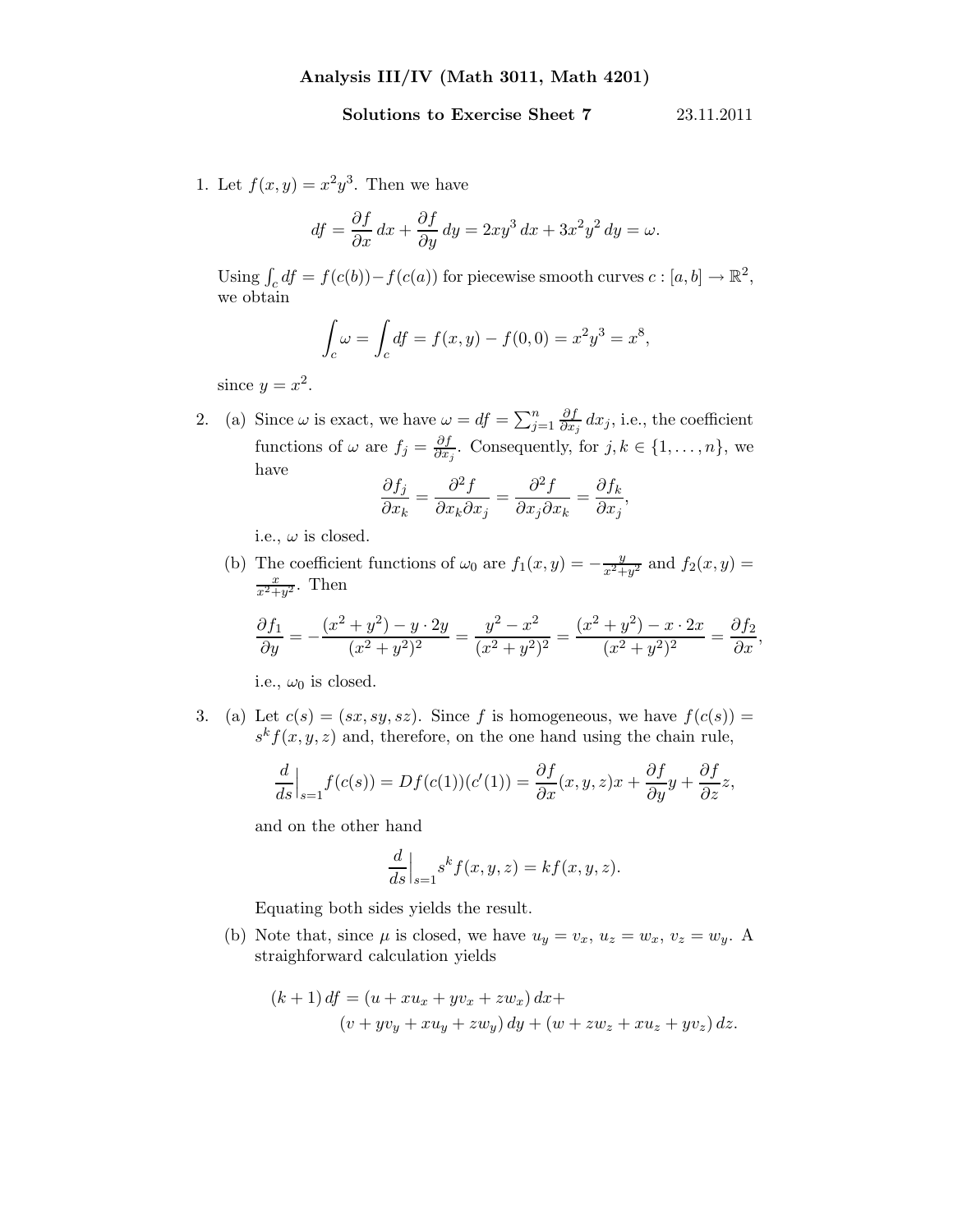**Analysis III/IV (Math 3011, Math 4201)**

**Solutions to Exercise Sheet 7** 23.11.2011

1. Let $f(x,y) = x^2y^3$. Then we have

$$df = \frac{\partial f}{\partial x}\,dx + \frac{\partial f}{\partial y}\,dy = 2xy^3\,dx + 3x^2y^2\,dy = \omega.$$

   Using $\int_c df = f(c(b)) - f(c(a))$ for piecewise smooth curves $c : [a,b] \to \mathbb{R}^2$, we obtain

$$\int_c \omega = \int_c df = f(x,y) - f(0,0) = x^2y^3 = x^8,$$

   since $y = x^2$.

2. (a) Since $\omega$ is exact, we have $\omega = df = \sum_{j=1}^n \frac{\partial f}{\partial x_j}\,dx_j$, i.e., the coefficient functions of $\omega$ are $f_j = \frac{\partial f}{\partial x_j}$. Consequently, for $j,k \in \{1,\dots,n\}$, we have

$$\frac{\partial f_j}{\partial x_k} = \frac{\partial^2 f}{\partial x_k \partial x_j} = \frac{\partial^2 f}{\partial x_j \partial x_k} = \frac{\partial f_k}{\partial x_j},$$

   i.e., $\omega$ is closed.

   (b) The coefficient functions of $\omega_0$ are $f_1(x,y) = -\frac{y}{x^2+y^2}$ and $f_2(x,y) = \frac{x}{x^2+y^2}$. Then

$$\frac{\partial f_1}{\partial y} = -\frac{(x^2+y^2) - y \cdot 2y}{(x^2+y^2)^2} = \frac{y^2 - x^2}{(x^2+y^2)^2} = \frac{(x^2+y^2) - x \cdot 2x}{(x^2+y^2)^2} = \frac{\partial f_2}{\partial x},$$

   i.e., $\omega_0$ is closed.

3. (a) Let $c(s) = (sx, sy, sz)$. Since $f$ is homogeneous, we have $f(c(s)) = s^k f(x,y,z)$ and, therefore, on the one hand using the chain rule,

$$\frac{d}{ds}\Big|_{s=1} f(c(s)) = Df(c(1))(c'(1)) = \frac{\partial f}{\partial x}(x,y,z)x + \frac{\partial f}{\partial y}y + \frac{\partial f}{\partial z}z,$$

   and on the other hand

$$\frac{d}{ds}\Big|_{s=1} s^k f(x,y,z) = kf(x,y,z).$$

   Equating both sides yields the result.

   (b) Note that, since $\mu$ is closed, we have $u_y = v_x$, $u_z = w_x$, $v_z = w_y$. A straighforward calculation yields

$$(k+1)\,df = (u + xu_x + yv_x + zw_x)\,dx + \\ (v + yv_y + xu_y + zw_y)\,dy + (w + zw_z + xu_z + yv_z)\,dz.$$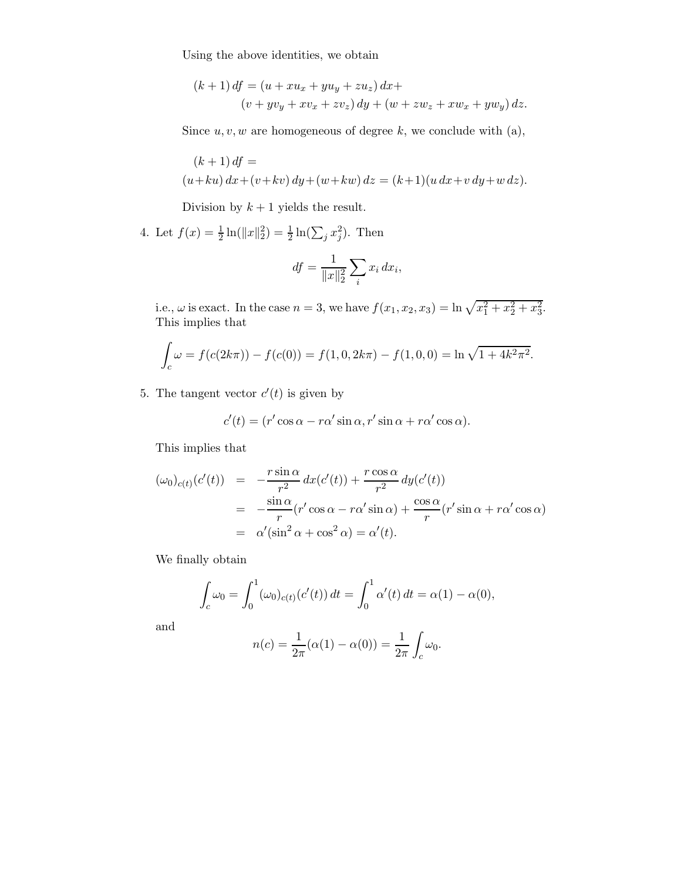Using the above identities, we obtain

$$
\begin{aligned}
(k+1)\, df = {} & (u + xu_x + yu_y + zu_z)\, dx + \\
& (v + yv_y + xv_x + zv_z)\, dy + (w + zw_z + xw_x + yw_y)\, dz.
\end{aligned}
$$

Since $u, v, w$ are homogeneous of degree $k$, we conclude with (a),

$$
\begin{aligned}
&(k+1)\, df = \\
&(u+ku)\, dx + (v+kv)\, dy + (w+kw)\, dz = (k+1)(u\, dx + v\, dy + w\, dz).
\end{aligned}
$$

Division by $k+1$ yields the result.

4. Let $f(x) = \frac{1}{2}\ln(\|x\|_2^2) = \frac{1}{2}\ln(\sum_j x_j^2)$. Then

$$
df = \frac{1}{\|x\|_2^2} \sum_i x_i \, dx_i,
$$

i.e., $\omega$ is exact. In the case $n = 3$, we have $f(x_1, x_2, x_3) = \ln\sqrt{x_1^2 + x_2^2 + x_3^2}$. This implies that

$$
\int_c \omega = f(c(2k\pi)) - f(c(0)) = f(1, 0, 2k\pi) - f(1, 0, 0) = \ln\sqrt{1 + 4k^2\pi^2}.
$$

5. The tangent vector $c'(t)$ is given by

$$
c'(t) = (r' \cos\alpha - r\alpha' \sin\alpha, r' \sin\alpha + r\alpha' \cos\alpha).
$$

This implies that

$$
\begin{aligned}
(\omega_0)_{c(t)}(c'(t)) &= -\frac{r\sin\alpha}{r^2}\, dx(c'(t)) + \frac{r\cos\alpha}{r^2}\, dy(c'(t)) \\
&= -\frac{\sin\alpha}{r}(r'\cos\alpha - r\alpha'\sin\alpha) + \frac{\cos\alpha}{r}(r'\sin\alpha + r\alpha'\cos\alpha) \\
&= \alpha'(\sin^2\alpha + \cos^2\alpha) = \alpha'(t).
\end{aligned}
$$

We finally obtain

$$
\int_c \omega_0 = \int_0^1 (\omega_0)_{c(t)}(c'(t))\, dt = \int_0^1 \alpha'(t)\, dt = \alpha(1) - \alpha(0),
$$

and

$$
n(c) = \frac{1}{2\pi}(\alpha(1) - \alpha(0)) = \frac{1}{2\pi}\int_c \omega_0.
$$